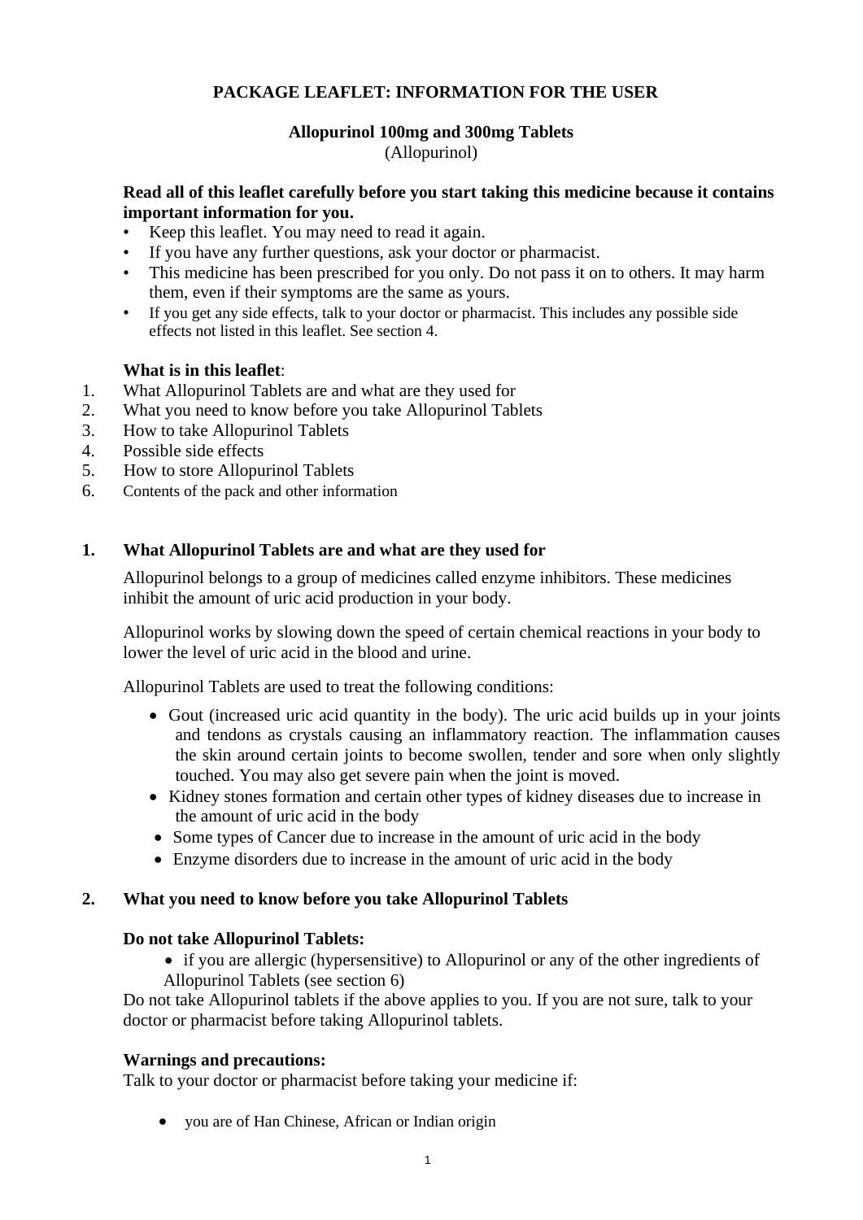# PACKAGE LEAFLET: INFORMATION FOR THE USER

## Allopurinol 100mg and 300mg Tablets

(Allopurinol)

**Read all of this leaflet carefully before you start taking this medicine because it contains important information for you.**

- Keep this leaflet. You may need to read it again.
- If you have any further questions, ask your doctor or pharmacist.
- This medicine has been prescribed for you only. Do not pass it on to others. It may harm them, even if their symptoms are the same as yours.
- If you get any side effects, talk to your doctor or pharmacist. This includes any possible side effects not listed in this leaflet. See section 4.

**What is in this leaflet**:

1. What Allopurinol Tablets are and what are they used for
2. What you need to know before you take Allopurinol Tablets
3. How to take Allopurinol Tablets
4. Possible side effects
5. How to store Allopurinol Tablets
6. Contents of the pack and other information

## 1. What Allopurinol Tablets are and what are they used for

Allopurinol belongs to a group of medicines called enzyme inhibitors. These medicines inhibit the amount of uric acid production in your body.

Allopurinol works by slowing down the speed of certain chemical reactions in your body to lower the level of uric acid in the blood and urine.

Allopurinol Tablets are used to treat the following conditions:

- Gout (increased uric acid quantity in the body). The uric acid builds up in your joints and tendons as crystals causing an inflammatory reaction. The inflammation causes the skin around certain joints to become swollen, tender and sore when only slightly touched. You may also get severe pain when the joint is moved.
- Kidney stones formation and certain other types of kidney diseases due to increase in the amount of uric acid in the body
- Some types of Cancer due to increase in the amount of uric acid in the body
- Enzyme disorders due to increase in the amount of uric acid in the body

## 2. What you need to know before you take Allopurinol Tablets

**Do not take Allopurinol Tablets:**

- if you are allergic (hypersensitive) to Allopurinol or any of the other ingredients of Allopurinol Tablets (see section 6)

Do not take Allopurinol tablets if the above applies to you. If you are not sure, talk to your doctor or pharmacist before taking Allopurinol tablets.

**Warnings and precautions:**

Talk to your doctor or pharmacist before taking your medicine if:

- you are of Han Chinese, African or Indian origin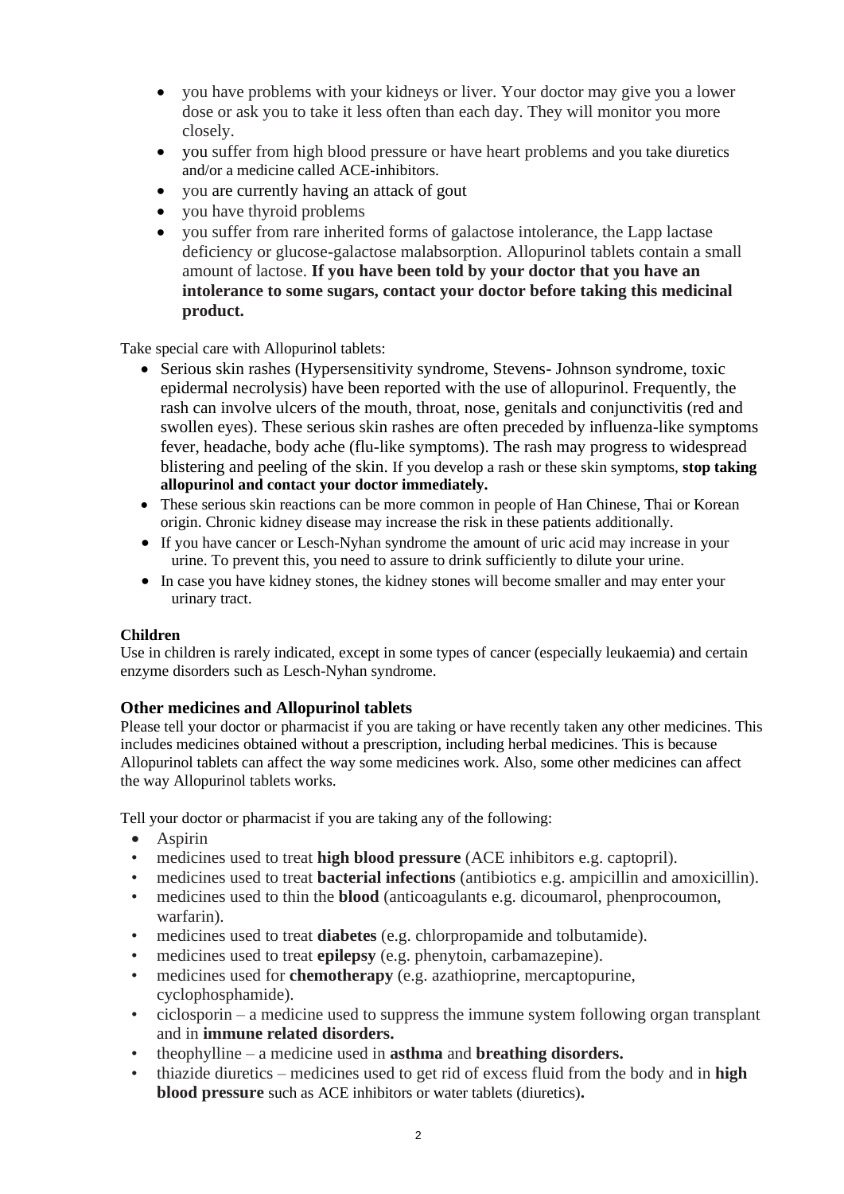- you have problems with your kidneys or liver. Your doctor may give you a lower dose or ask you to take it less often than each day. They will monitor you more closely.
- you suffer from high blood pressure or have heart problems and you take diuretics and/or a medicine called ACE-inhibitors.
- you are currently having an attack of gout
- you have thyroid problems
- you suffer from rare inherited forms of galactose intolerance, the Lapp lactase deficiency or glucose-galactose malabsorption. Allopurinol tablets contain a small amount of lactose. **If you have been told by your doctor that you have an intolerance to some sugars, contact your doctor before taking this medicinal product.**

Take special care with Allopurinol tablets:

- Serious skin rashes (Hypersensitivity syndrome, Stevens- Johnson syndrome, toxic epidermal necrolysis) have been reported with the use of allopurinol. Frequently, the rash can involve ulcers of the mouth, throat, nose, genitals and conjunctivitis (red and swollen eyes). These serious skin rashes are often preceded by influenza-like symptoms fever, headache, body ache (flu-like symptoms). The rash may progress to widespread blistering and peeling of the skin. If you develop a rash or these skin symptoms, **stop taking allopurinol and contact your doctor immediately.**
- These serious skin reactions can be more common in people of Han Chinese, Thai or Korean origin. Chronic kidney disease may increase the risk in these patients additionally.
- If you have cancer or Lesch-Nyhan syndrome the amount of uric acid may increase in your urine. To prevent this, you need to assure to drink sufficiently to dilute your urine.
- In case you have kidney stones, the kidney stones will become smaller and may enter your urinary tract.

**Children**

Use in children is rarely indicated, except in some types of cancer (especially leukaemia) and certain enzyme disorders such as Lesch-Nyhan syndrome.

### Other medicines and Allopurinol tablets

Please tell your doctor or pharmacist if you are taking or have recently taken any other medicines. This includes medicines obtained without a prescription, including herbal medicines. This is because Allopurinol tablets can affect the way some medicines work. Also, some other medicines can affect the way Allopurinol tablets works.

Tell your doctor or pharmacist if you are taking any of the following:

- Aspirin
- medicines used to treat **high blood pressure** (ACE inhibitors e.g. captopril).
- medicines used to treat **bacterial infections** (antibiotics e.g. ampicillin and amoxicillin).
- medicines used to thin the **blood** (anticoagulants e.g. dicoumarol, phenprocoumon, warfarin).
- medicines used to treat **diabetes** (e.g. chlorpropamide and tolbutamide).
- medicines used to treat **epilepsy** (e.g. phenytoin, carbamazepine).
- medicines used for **chemotherapy** (e.g. azathioprine, mercaptopurine, cyclophosphamide).
- ciclosporin – a medicine used to suppress the immune system following organ transplant and in **immune related disorders.**
- theophylline – a medicine used in **asthma** and **breathing disorders.**
- thiazide diuretics – medicines used to get rid of excess fluid from the body and in **high blood pressure** such as ACE inhibitors or water tablets (diuretics)**.**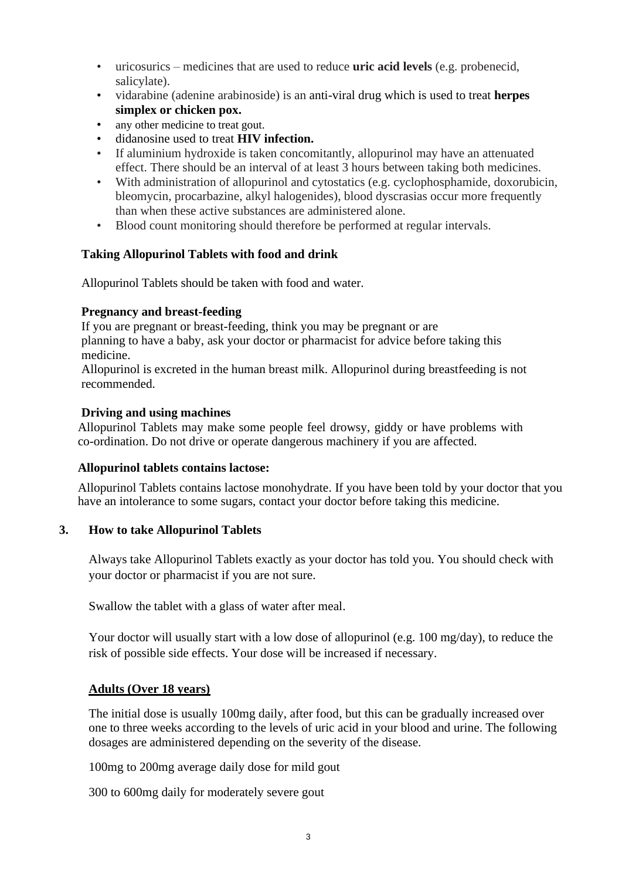- uricosurics – medicines that are used to reduce **uric acid levels** (e.g. probenecid, salicylate).
- vidarabine (adenine arabinoside) is an anti-viral drug which is used to treat **herpes simplex or chicken pox.**
- any other medicine to treat gout.
- didanosine used to treat **HIV infection.**
- If aluminium hydroxide is taken concomitantly, allopurinol may have an attenuated effect. There should be an interval of at least 3 hours between taking both medicines.
- With administration of allopurinol and cytostatics (e.g. cyclophosphamide, doxorubicin, bleomycin, procarbazine, alkyl halogenides), blood dyscrasias occur more frequently than when these active substances are administered alone.
- Blood count monitoring should therefore be performed at regular intervals.

**Taking Allopurinol Tablets with food and drink**

Allopurinol Tablets should be taken with food and water.

**Pregnancy and breast-feeding**

If you are pregnant or breast-feeding, think you may be pregnant or are planning to have a baby, ask your doctor or pharmacist for advice before taking this medicine.

Allopurinol is excreted in the human breast milk. Allopurinol during breastfeeding is not recommended.

**Driving and using machines**

Allopurinol Tablets may make some people feel drowsy, giddy or have problems with co-ordination. Do not drive or operate dangerous machinery if you are affected.

**Allopurinol tablets contains lactose:**

Allopurinol Tablets contains lactose monohydrate. If you have been told by your doctor that you have an intolerance to some sugars, contact your doctor before taking this medicine.

## 3. How to take Allopurinol Tablets

Always take Allopurinol Tablets exactly as your doctor has told you. You should check with your doctor or pharmacist if you are not sure.

Swallow the tablet with a glass of water after meal.

Your doctor will usually start with a low dose of allopurinol (e.g. 100 mg/day), to reduce the risk of possible side effects. Your dose will be increased if necessary.

**Adults (Over 18 years)**

The initial dose is usually 100mg daily, after food, but this can be gradually increased over one to three weeks according to the levels of uric acid in your blood and urine. The following dosages are administered depending on the severity of the disease.

100mg to 200mg average daily dose for mild gout

300 to 600mg daily for moderately severe gout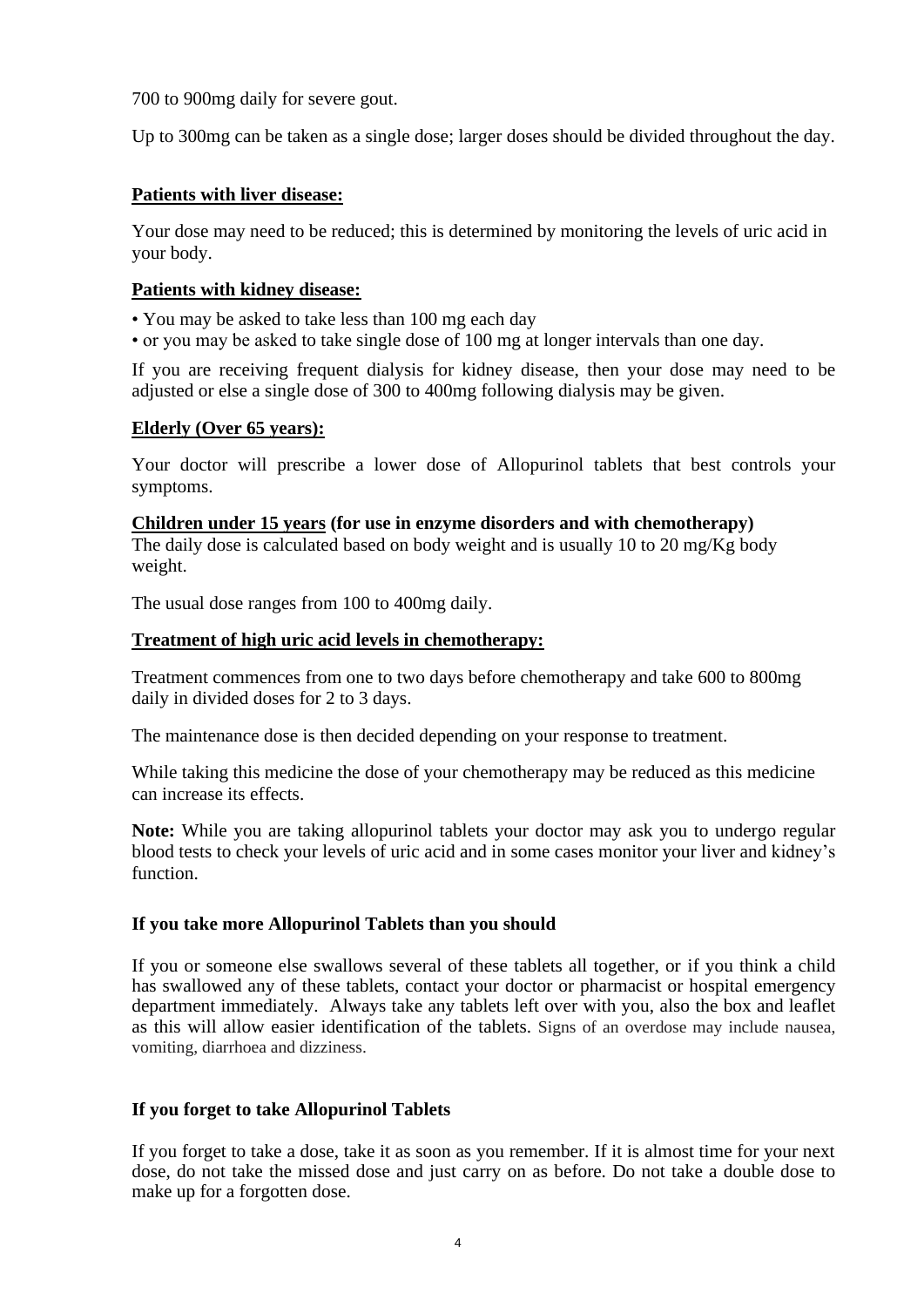700 to 900mg daily for severe gout.

Up to 300mg can be taken as a single dose; larger doses should be divided throughout the day.

**Patients with liver disease:**

Your dose may need to be reduced; this is determined by monitoring the levels of uric acid in your body.

**Patients with kidney disease:**

- You may be asked to take less than 100 mg each day
- or you may be asked to take single dose of 100 mg at longer intervals than one day.

If you are receiving frequent dialysis for kidney disease, then your dose may need to be adjusted or else a single dose of 300 to 400mg following dialysis may be given.

**Elderly (Over 65 years):**

Your doctor will prescribe a lower dose of Allopurinol tablets that best controls your symptoms.

**Children under 15 years (for use in enzyme disorders and with chemotherapy)**
The daily dose is calculated based on body weight and is usually 10 to 20 mg/Kg body weight.

The usual dose ranges from 100 to 400mg daily.

**Treatment of high uric acid levels in chemotherapy:**

Treatment commences from one to two days before chemotherapy and take 600 to 800mg daily in divided doses for 2 to 3 days.

The maintenance dose is then decided depending on your response to treatment.

While taking this medicine the dose of your chemotherapy may be reduced as this medicine can increase its effects.

**Note:** While you are taking allopurinol tablets your doctor may ask you to undergo regular blood tests to check your levels of uric acid and in some cases monitor your liver and kidney's function.

**If you take more Allopurinol Tablets than you should**

If you or someone else swallows several of these tablets all together, or if you think a child has swallowed any of these tablets, contact your doctor or pharmacist or hospital emergency department immediately. Always take any tablets left over with you, also the box and leaflet as this will allow easier identification of the tablets. Signs of an overdose may include nausea, vomiting, diarrhoea and dizziness.

**If you forget to take Allopurinol Tablets**

If you forget to take a dose, take it as soon as you remember. If it is almost time for your next dose, do not take the missed dose and just carry on as before. Do not take a double dose to make up for a forgotten dose.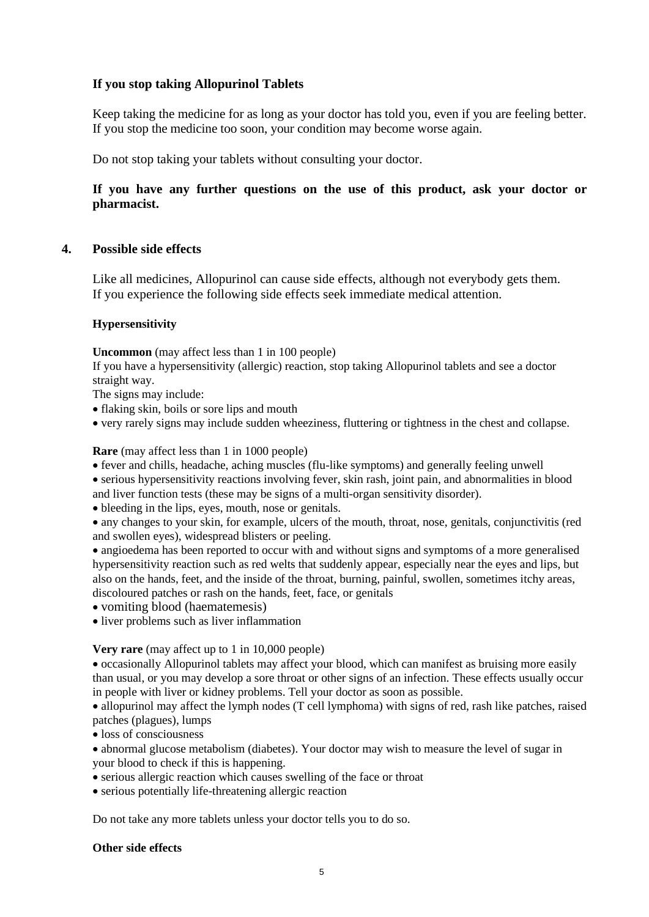### If you stop taking Allopurinol Tablets

Keep taking the medicine for as long as your doctor has told you, even if you are feeling better. If you stop the medicine too soon, your condition may become worse again.

Do not stop taking your tablets without consulting your doctor.

**If you have any further questions on the use of this product, ask your doctor or pharmacist.**

## 4. Possible side effects

Like all medicines, Allopurinol can cause side effects, although not everybody gets them. If you experience the following side effects seek immediate medical attention.

**Hypersensitivity**

**Uncommon** (may affect less than 1 in 100 people)
If you have a hypersensitivity (allergic) reaction, stop taking Allopurinol tablets and see a doctor straight way.
The signs may include:

- flaking skin, boils or sore lips and mouth
- very rarely signs may include sudden wheeziness, fluttering or tightness in the chest and collapse.

**Rare** (may affect less than 1 in 1000 people)

- fever and chills, headache, aching muscles (flu-like symptoms) and generally feeling unwell
- serious hypersensitivity reactions involving fever, skin rash, joint pain, and abnormalities in blood and liver function tests (these may be signs of a multi-organ sensitivity disorder).
- bleeding in the lips, eyes, mouth, nose or genitals.
- any changes to your skin, for example, ulcers of the mouth, throat, nose, genitals, conjunctivitis (red and swollen eyes), widespread blisters or peeling.
- angioedema has been reported to occur with and without signs and symptoms of a more generalised hypersensitivity reaction such as red welts that suddenly appear, especially near the eyes and lips, but also on the hands, feet, and the inside of the throat, burning, painful, swollen, sometimes itchy areas, discoloured patches or rash on the hands, feet, face, or genitals
- vomiting blood (haematemesis)
- liver problems such as liver inflammation

**Very rare** (may affect up to 1 in 10,000 people)

- occasionally Allopurinol tablets may affect your blood, which can manifest as bruising more easily than usual, or you may develop a sore throat or other signs of an infection. These effects usually occur in people with liver or kidney problems. Tell your doctor as soon as possible.
- allopurinol may affect the lymph nodes (T cell lymphoma) with signs of red, rash like patches, raised patches (plagues), lumps
- loss of consciousness
- abnormal glucose metabolism (diabetes). Your doctor may wish to measure the level of sugar in your blood to check if this is happening.
- serious allergic reaction which causes swelling of the face or throat
- serious potentially life-threatening allergic reaction

Do not take any more tablets unless your doctor tells you to do so.

**Other side effects**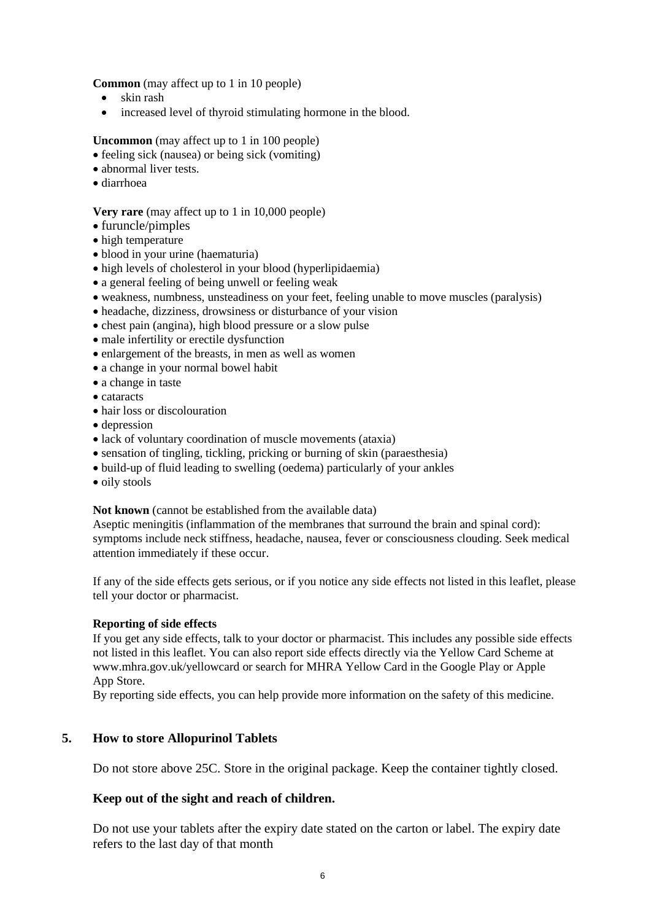**Common** (may affect up to 1 in 10 people)

- skin rash
- increased level of thyroid stimulating hormone in the blood.

**Uncommon** (may affect up to 1 in 100 people)

- feeling sick (nausea) or being sick (vomiting)
- abnormal liver tests.
- diarrhoea

**Very rare** (may affect up to 1 in 10,000 people)

- furuncle/pimples
- high temperature
- blood in your urine (haematuria)
- high levels of cholesterol in your blood (hyperlipidaemia)
- a general feeling of being unwell or feeling weak
- weakness, numbness, unsteadiness on your feet, feeling unable to move muscles (paralysis)
- headache, dizziness, drowsiness or disturbance of your vision
- chest pain (angina), high blood pressure or a slow pulse
- male infertility or erectile dysfunction
- enlargement of the breasts, in men as well as women
- a change in your normal bowel habit
- a change in taste
- cataracts
- hair loss or discolouration
- depression
- lack of voluntary coordination of muscle movements (ataxia)
- sensation of tingling, tickling, pricking or burning of skin (paraesthesia)
- build-up of fluid leading to swelling (oedema) particularly of your ankles
- oily stools

**Not known** (cannot be established from the available data)

Aseptic meningitis (inflammation of the membranes that surround the brain and spinal cord): symptoms include neck stiffness, headache, nausea, fever or consciousness clouding. Seek medical attention immediately if these occur.

If any of the side effects gets serious, or if you notice any side effects not listed in this leaflet, please tell your doctor or pharmacist.

**Reporting of side effects**

If you get any side effects, talk to your doctor or pharmacist. This includes any possible side effects not listed in this leaflet. You can also report side effects directly via the Yellow Card Scheme at www.mhra.gov.uk/yellowcard or search for MHRA Yellow Card in the Google Play or Apple App Store.

By reporting side effects, you can help provide more information on the safety of this medicine.

## 5. How to store Allopurinol Tablets

Do not store above 25C. Store in the original package. Keep the container tightly closed.

**Keep out of the sight and reach of children.**

Do not use your tablets after the expiry date stated on the carton or label. The expiry date refers to the last day of that month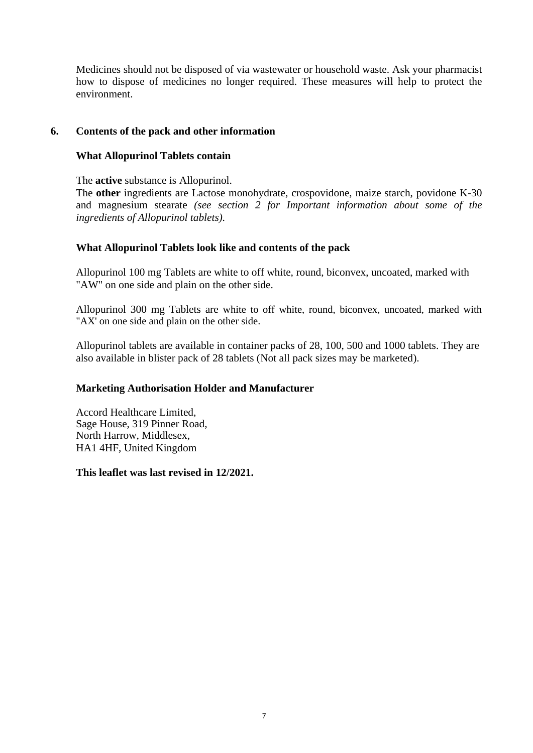Medicines should not be disposed of via wastewater or household waste. Ask your pharmacist how to dispose of medicines no longer required. These measures will help to protect the environment.

## 6. Contents of the pack and other information

### What Allopurinol Tablets contain

The **active** substance is Allopurinol.
The **other** ingredients are Lactose monohydrate, crospovidone, maize starch, povidone K-30 and magnesium stearate *(see section 2 for Important information about some of the ingredients of Allopurinol tablets).*

### What Allopurinol Tablets look like and contents of the pack

Allopurinol 100 mg Tablets are white to off white, round, biconvex, uncoated, marked with "AW" on one side and plain on the other side.

Allopurinol 300 mg Tablets are white to off white, round, biconvex, uncoated, marked with "AX' on one side and plain on the other side.

Allopurinol tablets are available in container packs of 28, 100, 500 and 1000 tablets. They are also available in blister pack of 28 tablets (Not all pack sizes may be marketed).

### Marketing Authorisation Holder and Manufacturer

Accord Healthcare Limited,
Sage House, 319 Pinner Road,
North Harrow, Middlesex,
HA1 4HF, United Kingdom

**This leaflet was last revised in 12/2021.**